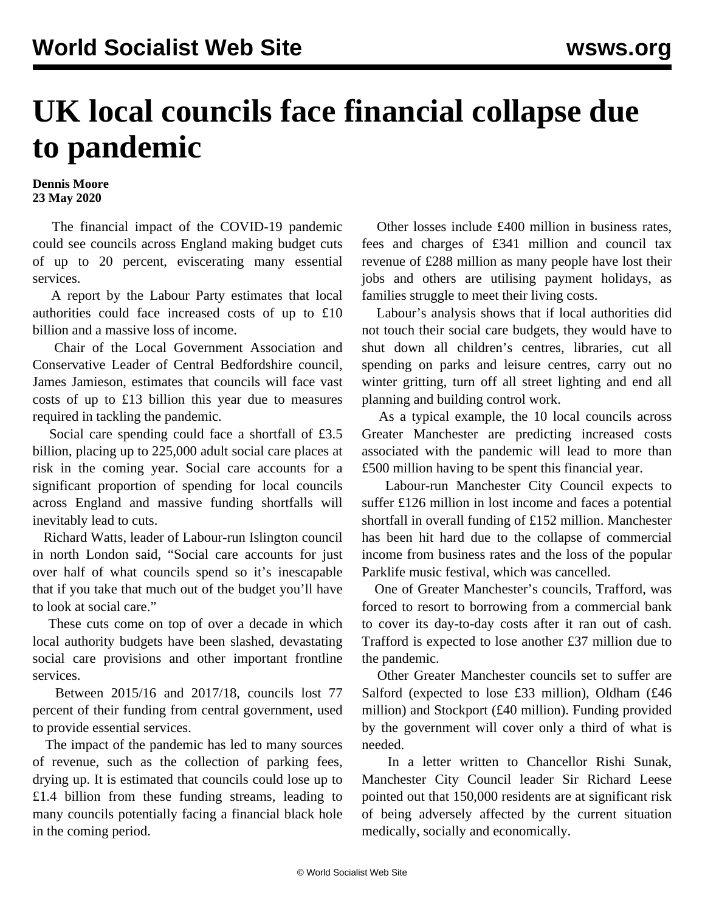# UK local councils face financial collapse due to pandemic

**Dennis Moore**
**23 May 2020**

The financial impact of the COVID-19 pandemic could see councils across England making budget cuts of up to 20 percent, eviscerating many essential services.

A report by the Labour Party estimates that local authorities could face increased costs of up to £10 billion and a massive loss of income.

Chair of the Local Government Association and Conservative Leader of Central Bedfordshire council, James Jamieson, estimates that councils will face vast costs of up to £13 billion this year due to measures required in tackling the pandemic.

Social care spending could face a shortfall of £3.5 billion, placing up to 225,000 adult social care places at risk in the coming year. Social care accounts for a significant proportion of spending for local councils across England and massive funding shortfalls will inevitably lead to cuts.

Richard Watts, leader of Labour-run Islington council in north London said, "Social care accounts for just over half of what councils spend so it's inescapable that if you take that much out of the budget you'll have to look at social care."

These cuts come on top of over a decade in which local authority budgets have been slashed, devastating social care provisions and other important frontline services.

Between 2015/16 and 2017/18, councils lost 77 percent of their funding from central government, used to provide essential services.

The impact of the pandemic has led to many sources of revenue, such as the collection of parking fees, drying up. It is estimated that councils could lose up to £1.4 billion from these funding streams, leading to many councils potentially facing a financial black hole in the coming period.

Other losses include £400 million in business rates, fees and charges of £341 million and council tax revenue of £288 million as many people have lost their jobs and others are utilising payment holidays, as families struggle to meet their living costs.

Labour's analysis shows that if local authorities did not touch their social care budgets, they would have to shut down all children's centres, libraries, cut all spending on parks and leisure centres, carry out no winter gritting, turn off all street lighting and end all planning and building control work.

As a typical example, the 10 local councils across Greater Manchester are predicting increased costs associated with the pandemic will lead to more than £500 million having to be spent this financial year.

Labour-run Manchester City Council expects to suffer £126 million in lost income and faces a potential shortfall in overall funding of £152 million. Manchester has been hit hard due to the collapse of commercial income from business rates and the loss of the popular Parklife music festival, which was cancelled.

One of Greater Manchester's councils, Trafford, was forced to resort to borrowing from a commercial bank to cover its day-to-day costs after it ran out of cash. Trafford is expected to lose another £37 million due to the pandemic.

Other Greater Manchester councils set to suffer are Salford (expected to lose £33 million), Oldham (£46 million) and Stockport (£40 million). Funding provided by the government will cover only a third of what is needed.

In a letter written to Chancellor Rishi Sunak, Manchester City Council leader Sir Richard Leese pointed out that 150,000 residents are at significant risk of being adversely affected by the current situation medically, socially and economically.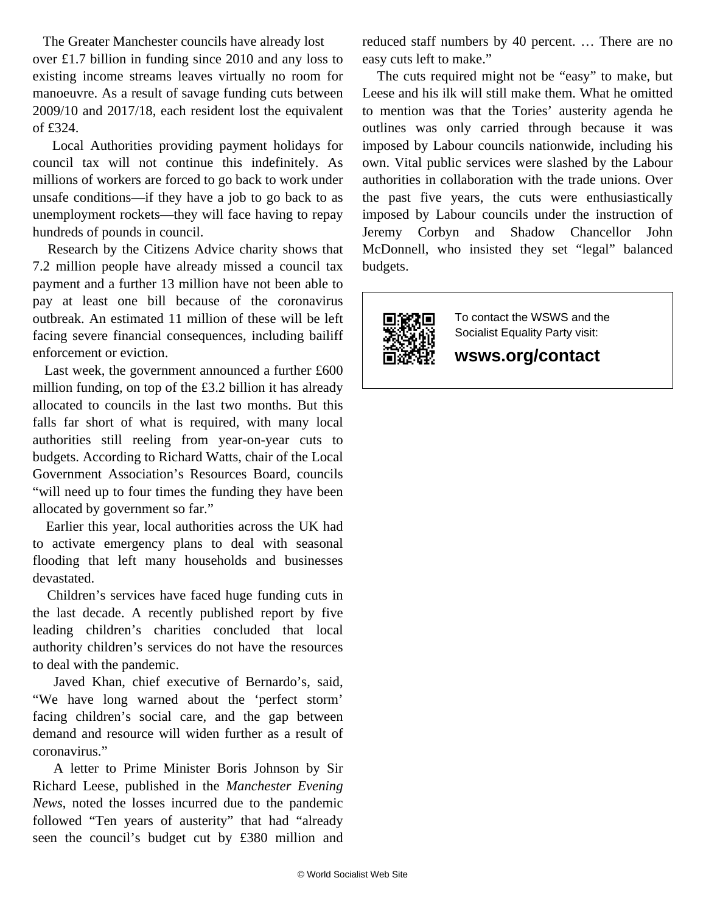The Greater Manchester councils have already lost over £1.7 billion in funding since 2010 and any loss to existing income streams leaves virtually no room for manoeuvre. As a result of savage funding cuts between 2009/10 and 2017/18, each resident lost the equivalent of £324.

Local Authorities providing payment holidays for council tax will not continue this indefinitely. As millions of workers are forced to go back to work under unsafe conditions—if they have a job to go back to as unemployment rockets—they will face having to repay hundreds of pounds in council.

Research by the Citizens Advice charity shows that 7.2 million people have already missed a council tax payment and a further 13 million have not been able to pay at least one bill because of the coronavirus outbreak. An estimated 11 million of these will be left facing severe financial consequences, including bailiff enforcement or eviction.

Last week, the government announced a further £600 million funding, on top of the £3.2 billion it has already allocated to councils in the last two months. But this falls far short of what is required, with many local authorities still reeling from year-on-year cuts to budgets. According to Richard Watts, chair of the Local Government Association's Resources Board, councils "will need up to four times the funding they have been allocated by government so far."

Earlier this year, local authorities across the UK had to activate emergency plans to deal with seasonal flooding that left many households and businesses devastated.

Children's services have faced huge funding cuts in the last decade. A recently published report by five leading children's charities concluded that local authority children's services do not have the resources to deal with the pandemic.

Javed Khan, chief executive of Bernardo's, said, "We have long warned about the 'perfect storm' facing children's social care, and the gap between demand and resource will widen further as a result of coronavirus."

A letter to Prime Minister Boris Johnson by Sir Richard Leese, published in the *Manchester Evening News*, noted the losses incurred due to the pandemic followed "Ten years of austerity" that had "already seen the council's budget cut by £380 million and reduced staff numbers by 40 percent. … There are no easy cuts left to make."

The cuts required might not be "easy" to make, but Leese and his ilk will still make them. What he omitted to mention was that the Tories' austerity agenda he outlines was only carried through because it was imposed by Labour councils nationwide, including his own. Vital public services were slashed by the Labour authorities in collaboration with the trade unions. Over the past five years, the cuts were enthusiastically imposed by Labour councils under the instruction of Jeremy Corbyn and Shadow Chancellor John McDonnell, who insisted they set "legal" balanced budgets.

To contact the WSWS and the Socialist Equality Party visit:

**wsws.org/contact**